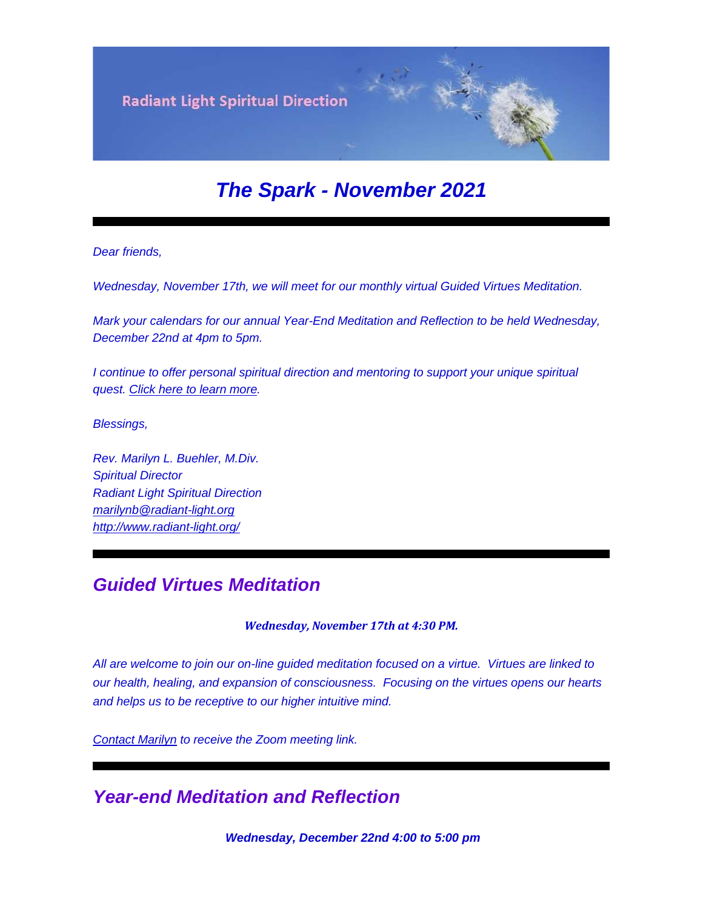Radiant Light Spiritual Direction

# *The Spark - November 2021*

---

*Dear friends,*

*Wednesday, November 17th, we will meet for our monthly virtual Guided Virtues Meditation.*

*Mark your calendars for our annual Year-End Meditation and Reflection to be held Wednesday, December 22nd at 4pm to 5pm.*

*I continue to offer personal spiritual direction and mentoring to support your unique spiritual quest. Click here to learn more.*

*Blessings,*

*Rev. Marilyn L. Buehler, M.Div.*
*Spiritual Director*
*Radiant Light Spiritual Direction*
*marilynb@radiant-light.org*
*http://www.radiant-light.org/*

---

## *Guided Virtues Meditation*

***Wednesday, November 17th at 4:30 PM.***

*All are welcome to join our on-line guided meditation focused on a virtue. Virtues are linked to our health, healing, and expansion of consciousness. Focusing on the virtues opens our hearts and helps us to be receptive to our higher intuitive mind.*

*Contact Marilyn to receive the Zoom meeting link.*

---

## *Year-end Meditation and Reflection*

***Wednesday, December 22nd 4:00 to 5:00 pm***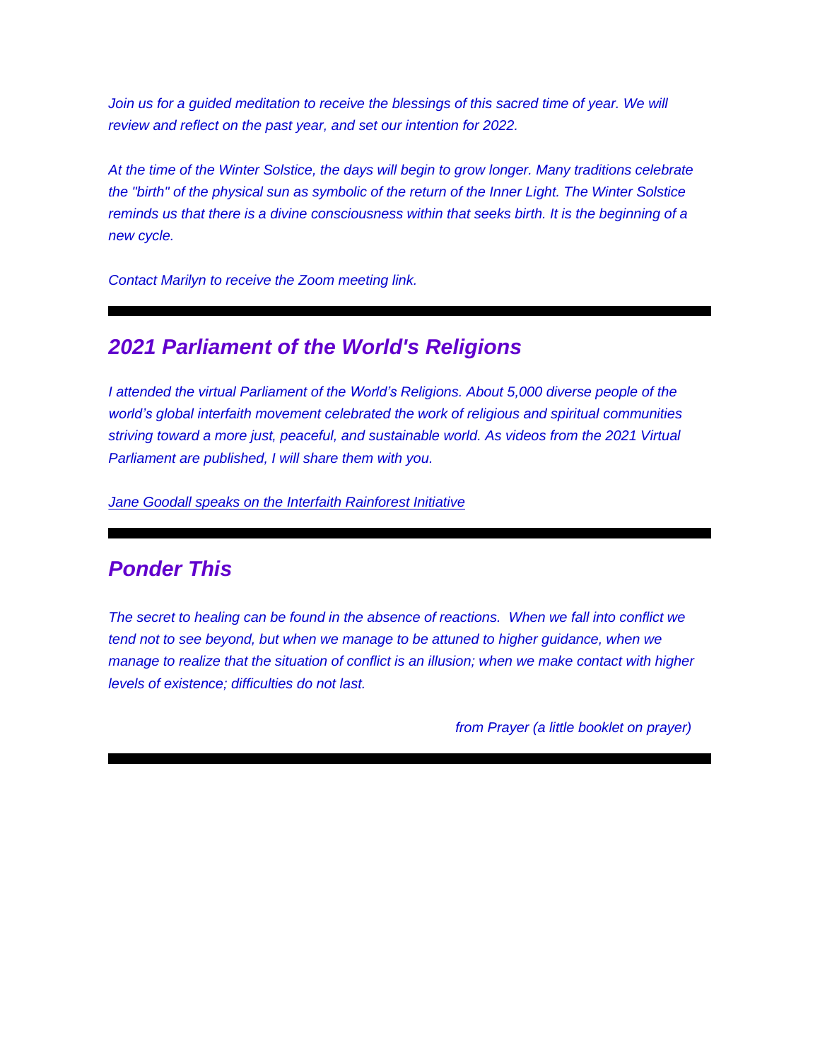*Join us for a guided meditation to receive the blessings of this sacred time of year. We will review and reflect on the past year, and set our intention for 2022.*

*At the time of the Winter Solstice, the days will begin to grow longer. Many traditions celebrate the "birth" of the physical sun as symbolic of the return of the Inner Light. The Winter Solstice reminds us that there is a divine consciousness within that seeks birth. It is the beginning of a new cycle.*

*Contact Marilyn to receive the Zoom meeting link.*

---

## *2021 Parliament of the World's Religions*

*I attended the virtual Parliament of the World's Religions. About 5,000 diverse people of the world's global interfaith movement celebrated the work of religious and spiritual communities striving toward a more just, peaceful, and sustainable world. As videos from the 2021 Virtual Parliament are published, I will share them with you.*

*Jane Goodall speaks on the Interfaith Rainforest Initiative*

---

## *Ponder This*

*The secret to healing can be found in the absence of reactions. When we fall into conflict we tend not to see beyond, but when we manage to be attuned to higher guidance, when we manage to realize that the situation of conflict is an illusion; when we make contact with higher levels of existence; difficulties do not last.*

*from Prayer (a little booklet on prayer)*

---